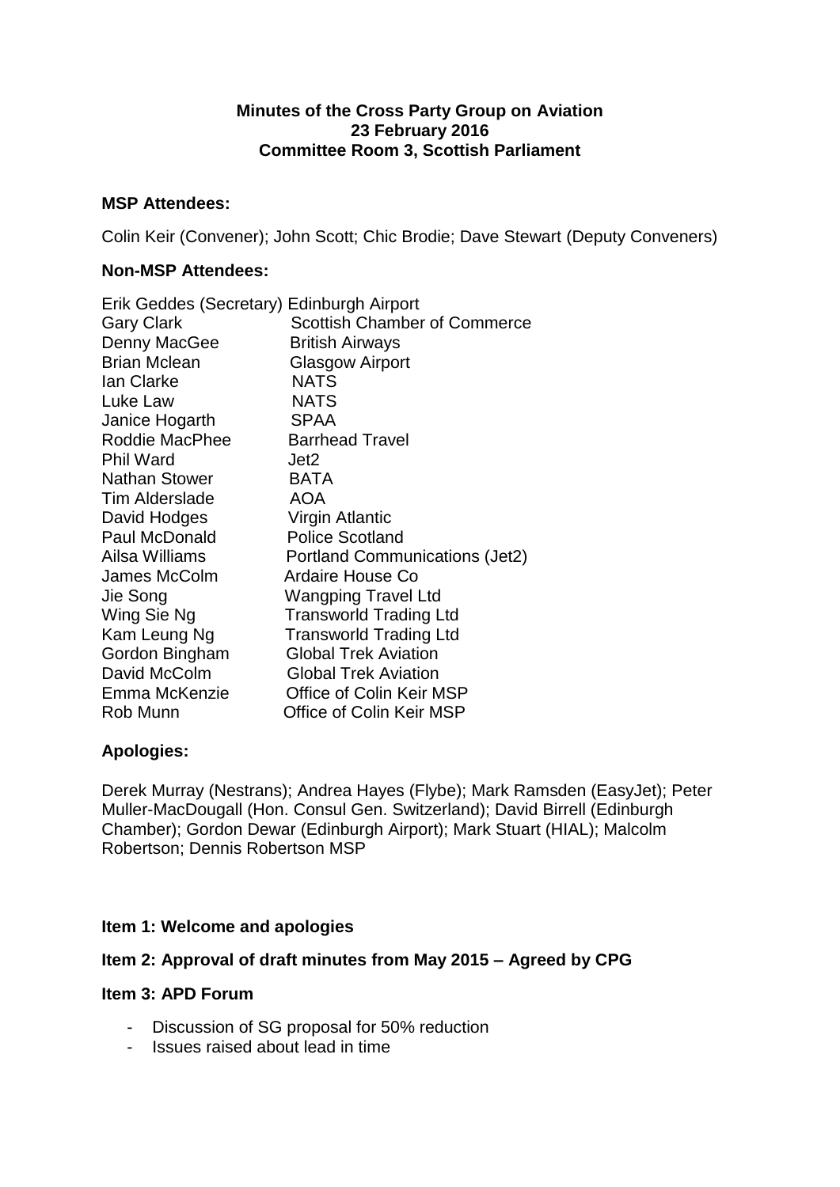**Minutes of the Cross Party Group on Aviation**
**23 February 2016**
**Committee Room 3, Scottish Parliament**

**MSP Attendees:**

Colin Keir (Convener); John Scott; Chic Brodie; Dave Stewart (Deputy Conveners)

**Non-MSP Attendees:**

| | |
|---|---|
| Erik Geddes (Secretary) | Edinburgh Airport |
| Gary Clark | Scottish Chamber of Commerce |
| Denny MacGee | British Airways |
| Brian Mclean | Glasgow Airport |
| Ian Clarke | NATS |
| Luke Law | NATS |
| Janice Hogarth | SPAA |
| Roddie MacPhee | Barrhead Travel |
| Phil Ward | Jet2 |
| Nathan Stower | BATA |
| Tim Alderslade | AOA |
| David Hodges | Virgin Atlantic |
| Paul McDonald | Police Scotland |
| Ailsa Williams | Portland Communications (Jet2) |
| James McColm | Ardaire House Co |
| Jie Song | Wangping Travel Ltd |
| Wing Sie Ng | Transworld Trading Ltd |
| Kam Leung Ng | Transworld Trading Ltd |
| Gordon Bingham | Global Trek Aviation |
| David McColm | Global Trek Aviation |
| Emma McKenzie | Office of Colin Keir MSP |
| Rob Munn | Office of Colin Keir MSP |

**Apologies:**

Derek Murray (Nestrans); Andrea Hayes (Flybe); Mark Ramsden (EasyJet); Peter Muller-MacDougall (Hon. Consul Gen. Switzerland); David Birrell (Edinburgh Chamber); Gordon Dewar (Edinburgh Airport); Mark Stuart (HIAL); Malcolm Robertson; Dennis Robertson MSP

**Item 1: Welcome and apologies**

**Item 2: Approval of draft minutes from May 2015 – Agreed by CPG**

**Item 3: APD Forum**

- Discussion of SG proposal for 50% reduction
- Issues raised about lead in time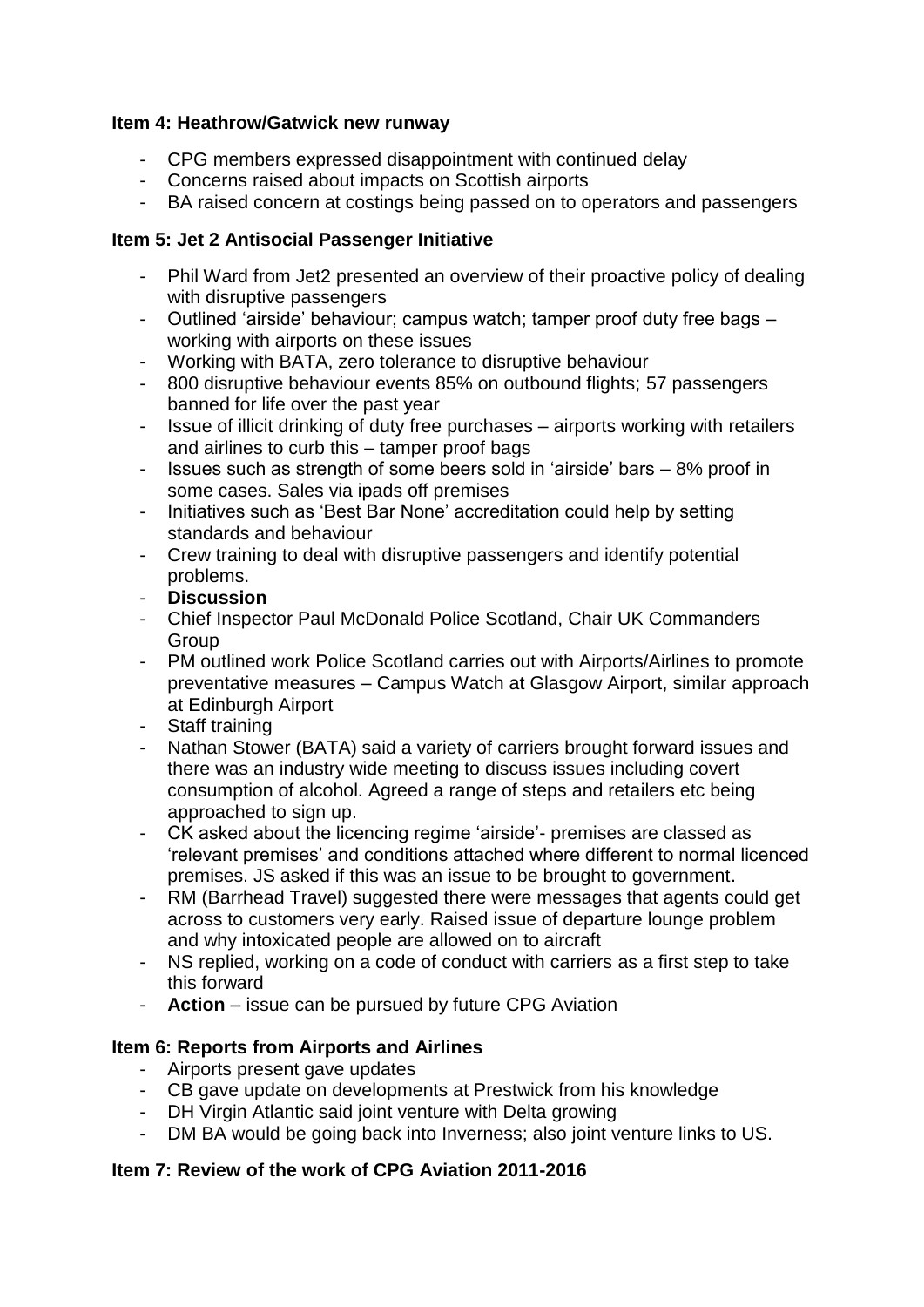**Item 4: Heathrow/Gatwick new runway**

- CPG members expressed disappointment with continued delay
- Concerns raised about impacts on Scottish airports
- BA raised concern at costings being passed on to operators and passengers

**Item 5: Jet 2 Antisocial Passenger Initiative**

- Phil Ward from Jet2 presented an overview of their proactive policy of dealing with disruptive passengers
- Outlined 'airside' behaviour; campus watch; tamper proof duty free bags – working with airports on these issues
- Working with BATA, zero tolerance to disruptive behaviour
- 800 disruptive behaviour events 85% on outbound flights; 57 passengers banned for life over the past year
- Issue of illicit drinking of duty free purchases – airports working with retailers and airlines to curb this – tamper proof bags
- Issues such as strength of some beers sold in 'airside' bars – 8% proof in some cases. Sales via ipads off premises
- Initiatives such as 'Best Bar None' accreditation could help by setting standards and behaviour
- Crew training to deal with disruptive passengers and identify potential problems.
- **Discussion**
- Chief Inspector Paul McDonald Police Scotland, Chair UK Commanders Group
- PM outlined work Police Scotland carries out with Airports/Airlines to promote preventative measures – Campus Watch at Glasgow Airport, similar approach at Edinburgh Airport
- Staff training
- Nathan Stower (BATA) said a variety of carriers brought forward issues and there was an industry wide meeting to discuss issues including covert consumption of alcohol. Agreed a range of steps and retailers etc being approached to sign up.
- CK asked about the licencing regime 'airside'- premises are classed as 'relevant premises' and conditions attached where different to normal licenced premises. JS asked if this was an issue to be brought to government.
- RM (Barrhead Travel) suggested there were messages that agents could get across to customers very early. Raised issue of departure lounge problem and why intoxicated people are allowed on to aircraft
- NS replied, working on a code of conduct with carriers as a first step to take this forward
- **Action** – issue can be pursued by future CPG Aviation

**Item 6: Reports from Airports and Airlines**

- Airports present gave updates
- CB gave update on developments at Prestwick from his knowledge
- DH Virgin Atlantic said joint venture with Delta growing
- DM BA would be going back into Inverness; also joint venture links to US.

**Item 7: Review of the work of CPG Aviation 2011-2016**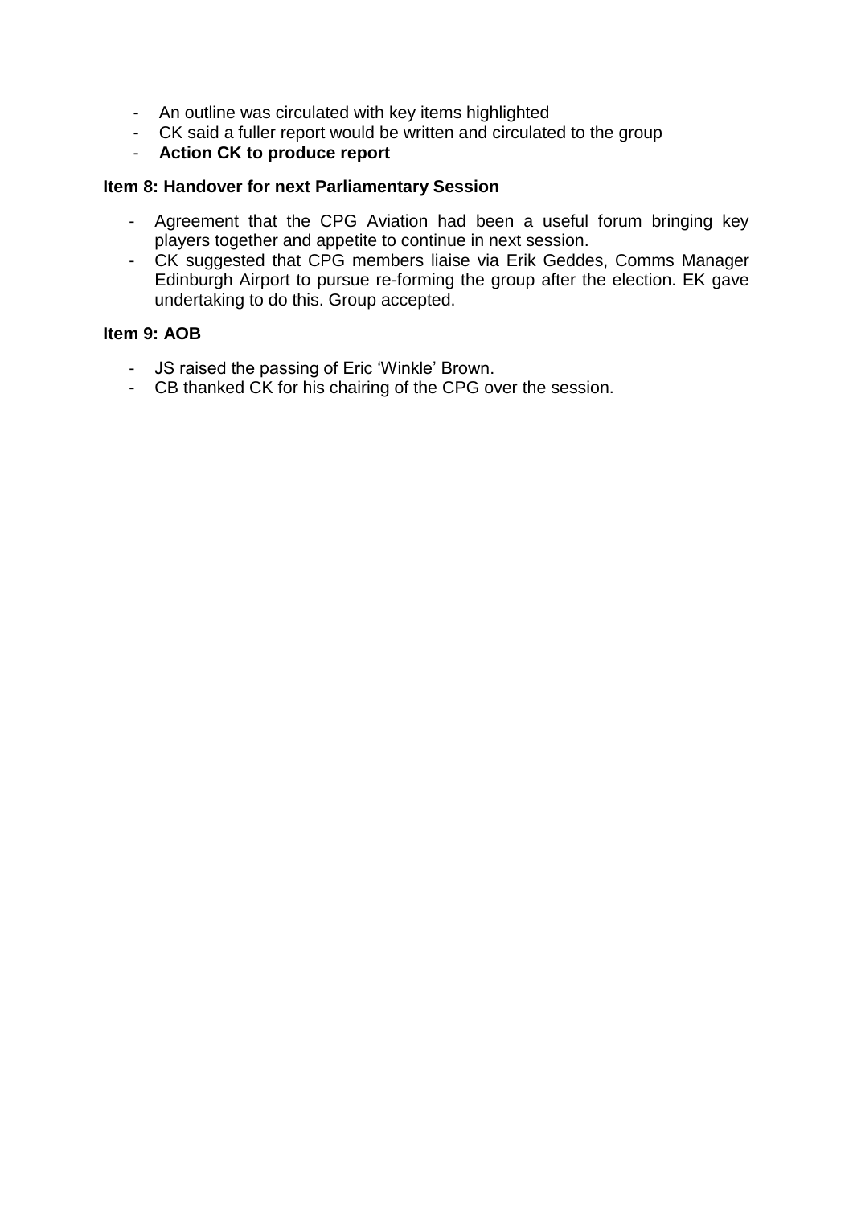- An outline was circulated with key items highlighted
- CK said a fuller report would be written and circulated to the group
- **Action CK to produce report**

**Item 8: Handover for next Parliamentary Session**

- Agreement that the CPG Aviation had been a useful forum bringing key players together and appetite to continue in next session.
- CK suggested that CPG members liaise via Erik Geddes, Comms Manager Edinburgh Airport to pursue re-forming the group after the election. EK gave undertaking to do this. Group accepted.

**Item 9: AOB**

- JS raised the passing of Eric 'Winkle' Brown.
- CB thanked CK for his chairing of the CPG over the session.